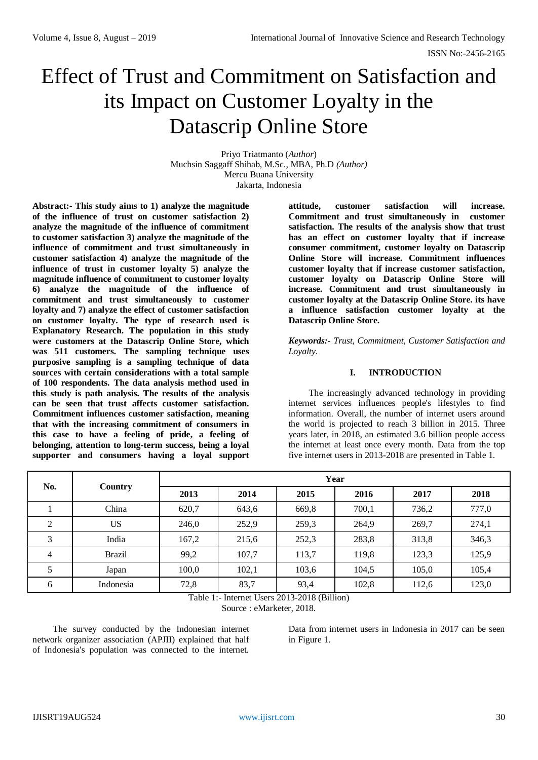# Effect of Trust and Commitment on Satisfaction and its Impact on Customer Loyalty in the Datascrip Online Store

Priyo Triatmanto (*Author*)
Muchsin Saggaff Shihab, M.Sc., MBA, Ph.D *(Author)*
Mercu Buana University
Jakarta, Indonesia

**Abstract:- This study aims to 1) analyze the magnitude of the influence of trust on customer satisfaction 2) analyze the magnitude of the influence of commitment to customer satisfaction 3) analyze the magnitude of the influence of commitment and trust simultaneously in customer satisfaction 4) analyze the magnitude of the influence of trust in customer loyalty 5) analyze the magnitude influence of commitment to customer loyalty 6) analyze the magnitude of the influence of commitment and trust simultaneously to customer loyalty and 7) analyze the effect of customer satisfaction on customer loyalty. The type of research used is Explanatory Research. The population in this study were customers at the Datascrip Online Store, which was 511 customers. The sampling technique uses purposive sampling is a sampling technique of data sources with certain considerations with a total sample of 100 respondents. The data analysis method used in this study is path analysis. The results of the analysis can be seen that trust affects customer satisfaction. Commitment influences customer satisfaction, meaning that with the increasing commitment of consumers in this case to have a feeling of pride, a feeling of belonging, attention to long-term success, being a loyal supporter and consumers having a loyal support attitude, customer satisfaction will increase. Commitment and trust simultaneously in customer satisfaction. The results of the analysis show that trust has an effect on customer loyalty that if increase consumer commitment, customer loyalty on Datascrip Online Store will increase. Commitment influences customer loyalty that if increase customer satisfaction, customer loyalty on Datascrip Online Store will increase. Commitment and trust simultaneously in customer loyalty at the Datascrip Online Store. its have a influence satisfaction customer loyalty at the Datascrip Online Store.**

***Keywords:-*** *Trust, Commitment, Customer Satisfaction and Loyalty.*

## I. INTRODUCTION

The increasingly advanced technology in providing internet services influences people's lifestyles to find information. Overall, the number of internet users around the world is projected to reach 3 billion in 2015. Three years later, in 2018, an estimated 3.6 billion people access the internet at least once every month. Data from the top five internet users in 2013-2018 are presented in Table 1.

| No. | Country | Year | | | | | |
|---|---|---|---|---|---|---|---|
| | | 2013 | 2014 | 2015 | 2016 | 2017 | 2018 |
| 1 | China | 620,7 | 643,6 | 669,8 | 700,1 | 736,2 | 777,0 |
| 2 | US | 246,0 | 252,9 | 259,3 | 264,9 | 269,7 | 274,1 |
| 3 | India | 167,2 | 215,6 | 252,3 | 283,8 | 313,8 | 346,3 |
| 4 | Brazil | 99,2 | 107,7 | 113,7 | 119,8 | 123,3 | 125,9 |
| 5 | Japan | 100,0 | 102,1 | 103,6 | 104,5 | 105,0 | 105,4 |
| 6 | Indonesia | 72,8 | 83,7 | 93,4 | 102,8 | 112,6 | 123,0 |

Table 1:- Internet Users 2013-2018 (Billion)
Source : eMarketer, 2018.

The survey conducted by the Indonesian internet network organizer association (APJII) explained that half of Indonesia's population was connected to the internet. Data from internet users in Indonesia in 2017 can be seen in Figure 1.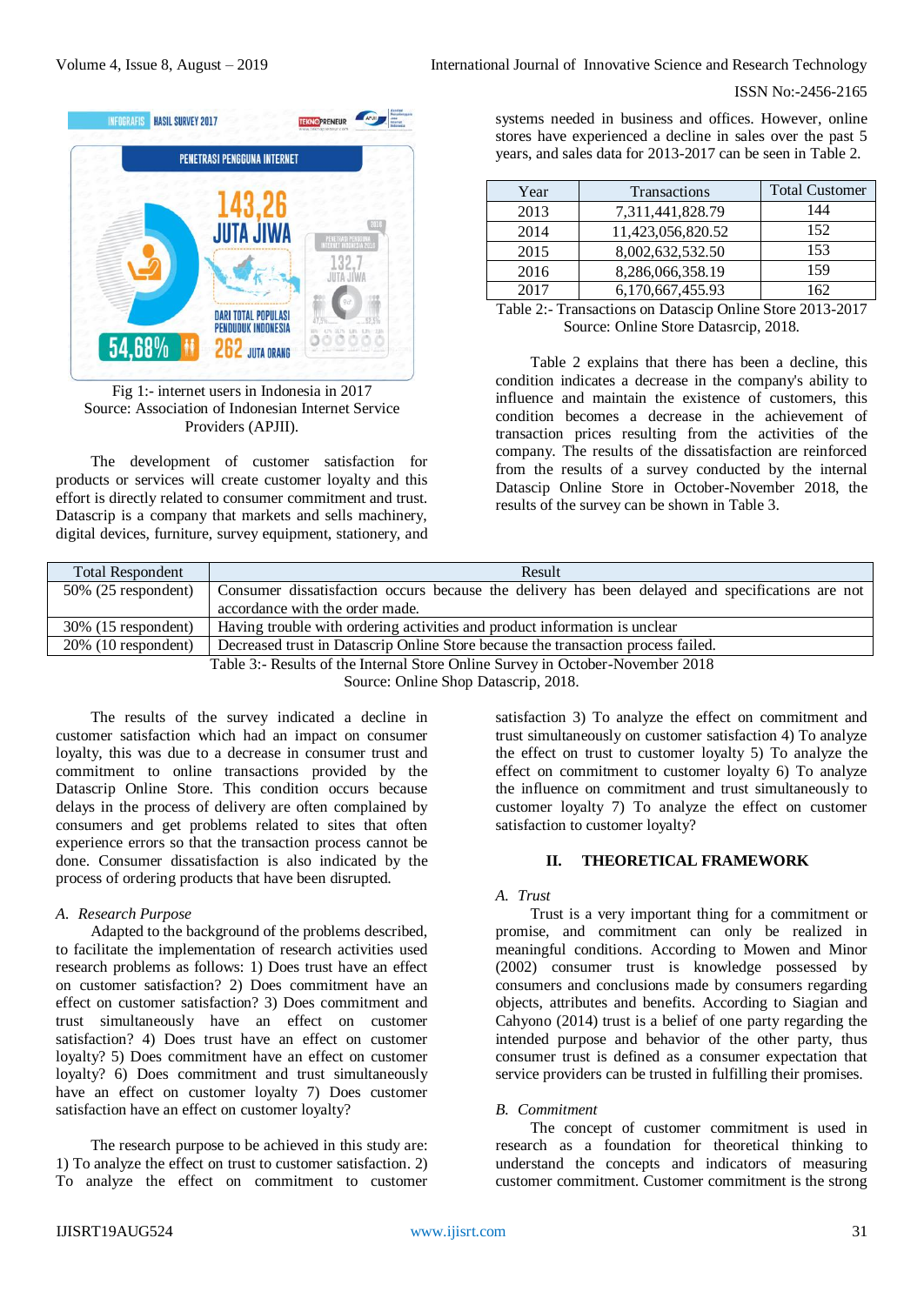Fig 1:- internet users in Indonesia in 2017
Source: Association of Indonesian Internet Service Providers (APJII).

The development of customer satisfaction for products or services will create customer loyalty and this effort is directly related to consumer commitment and trust. Datascrip is a company that markets and sells machinery, digital devices, furniture, survey equipment, stationery, and systems needed in business and offices. However, online stores have experienced a decline in sales over the past 5 years, and sales data for 2013-2017 can be seen in Table 2.

| Year | Transactions | Total Customer |
|---|---|---|
| 2013 | 7,311,441,828.79 | 144 |
| 2014 | 11,423,056,820.52 | 152 |
| 2015 | 8,002,632,532.50 | 153 |
| 2016 | 8,286,066,358.19 | 159 |
| 2017 | 6,170,667,455.93 | 162 |

Table 2:- Transactions on Datascip Online Store 2013-2017
Source: Online Store Datasrcip, 2018.

Table 2 explains that there has been a decline, this condition indicates a decrease in the company's ability to influence and maintain the existence of customers, this condition becomes a decrease in the achievement of transaction prices resulting from the activities of the company. The results of the dissatisfaction are reinforced from the results of a survey conducted by the internal Datascrip Online Store in October-November 2018, the results of the survey can be shown in Table 3.

| Total Respondent | Result |
|---|---|
| 50% (25 respondent) | Consumer dissatisfaction occurs because the delivery has been delayed and specifications are not accordance with the order made. |
| 30% (15 respondent) | Having trouble with ordering activities and product information is unclear |
| 20% (10 respondent) | Decreased trust in Datascrip Online Store because the transaction process failed. |

Table 3:- Results of the Internal Store Online Survey in October-November 2018
Source: Online Shop Datascrip, 2018.

The results of the survey indicated a decline in customer satisfaction which had an impact on consumer loyalty, this was due to a decrease in consumer trust and commitment to online transactions provided by the Datascrip Online Store. This condition occurs because delays in the process of delivery are often complained by consumers and get problems related to sites that often experience errors so that the transaction process cannot be done. Consumer dissatisfaction is also indicated by the process of ordering products that have been disrupted.

### *A. Research Purpose*

Adapted to the background of the problems described, to facilitate the implementation of research activities used research problems as follows: 1) Does trust have an effect on customer satisfaction? 2) Does commitment have an effect on customer satisfaction? 3) Does commitment and trust simultaneously have an effect on customer satisfaction? 4) Does trust have an effect on customer loyalty? 5) Does commitment have an effect on customer loyalty? 6) Does commitment and trust simultaneously have an effect on customer loyalty 7) Does customer satisfaction have an effect on customer loyalty?

The research purpose to be achieved in this study are: 1) To analyze the effect on trust to customer satisfaction. 2) To analyze the effect on commitment to customer satisfaction 3) To analyze the effect on commitment and trust simultaneously on customer satisfaction 4) To analyze the effect on trust to customer loyalty 5) To analyze the effect on commitment to customer loyalty 6) To analyze the influence on commitment and trust simultaneously to customer loyalty 7) To analyze the effect on customer satisfaction to customer loyalty?

## II. THEORETICAL FRAMEWORK

### *A. Trust*

Trust is a very important thing for a commitment or promise, and commitment can only be realized in meaningful conditions. According to Mowen and Minor (2002) consumer trust is knowledge possessed by consumers and conclusions made by consumers regarding objects, attributes and benefits. According to Siagian and Cahyono (2014) trust is a belief of one party regarding the intended purpose and behavior of the other party, thus consumer trust is defined as a consumer expectation that service providers can be trusted in fulfilling their promises.

### *B. Commitment*

The concept of customer commitment is used in research as a foundation for theoretical thinking to understand the concepts and indicators of measuring customer commitment. Customer commitment is the strong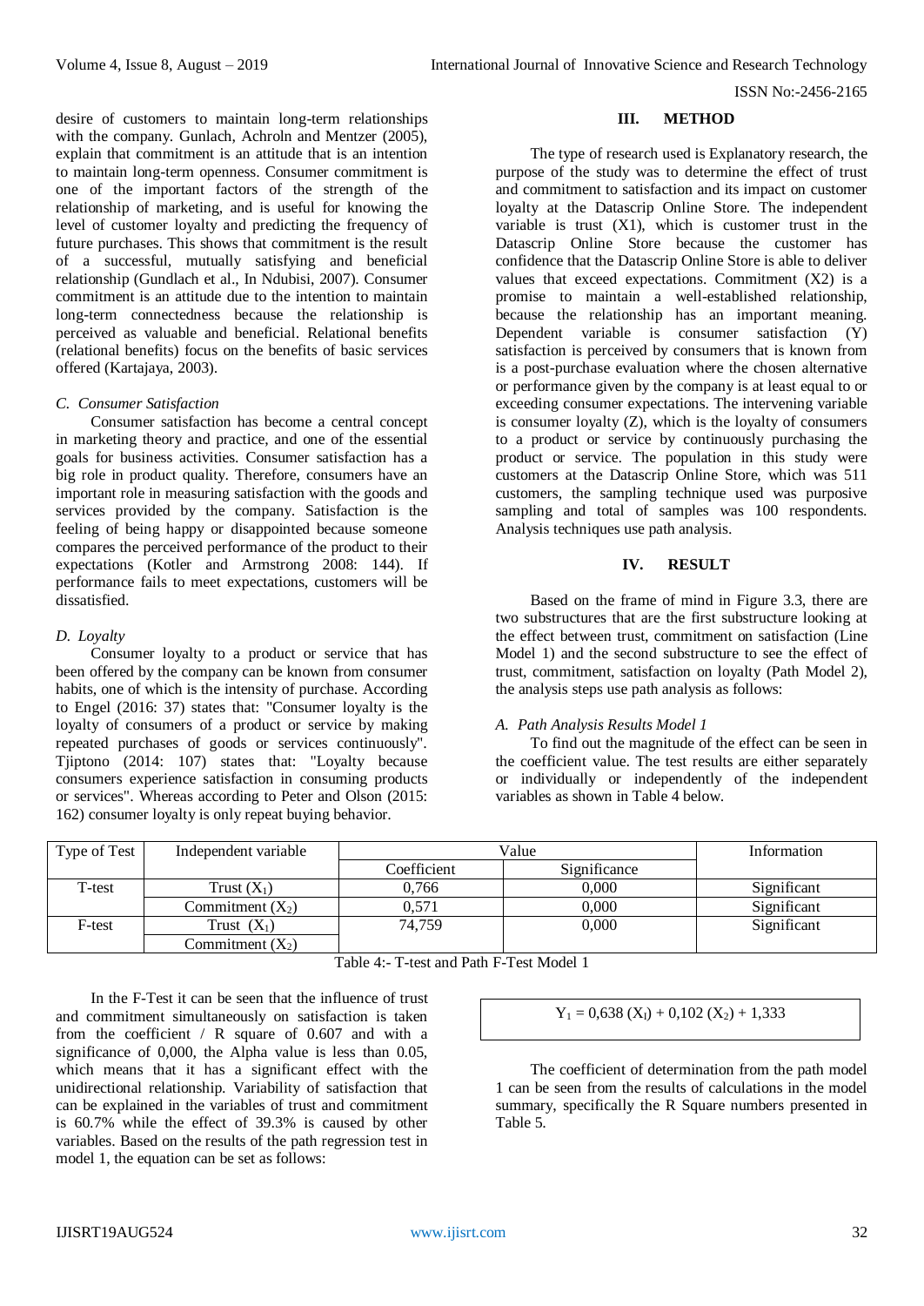desire of customers to maintain long-term relationships with the company. Gunlach, Achroln and Mentzer (2005), explain that commitment is an attitude that is an intention to maintain long-term openness. Consumer commitment is one of the important factors of the strength of the relationship of marketing, and is useful for knowing the level of customer loyalty and predicting the frequency of future purchases. This shows that commitment is the result of a successful, mutually satisfying and beneficial relationship (Gundlach et al., In Ndubisi, 2007). Consumer commitment is an attitude due to the intention to maintain long-term connectedness because the relationship is perceived as valuable and beneficial. Relational benefits (relational benefits) focus on the benefits of basic services offered (Kartajaya, 2003).

### *C. Consumer Satisfaction*

Consumer satisfaction has become a central concept in marketing theory and practice, and one of the essential goals for business activities. Consumer satisfaction has a big role in product quality. Therefore, consumers have an important role in measuring satisfaction with the goods and services provided by the company. Satisfaction is the feeling of being happy or disappointed because someone compares the perceived performance of the product to their expectations (Kotler and Armstrong 2008: 144). If performance fails to meet expectations, customers will be dissatisfied.

### *D. Loyalty*

Consumer loyalty to a product or service that has been offered by the company can be known from consumer habits, one of which is the intensity of purchase. According to Engel (2016: 37) states that: "Consumer loyalty is the loyalty of consumers of a product or service by making repeated purchases of goods or services continuously". Tjiptono (2014: 107) states that: "Loyalty because consumers experience satisfaction in consuming products or services". Whereas according to Peter and Olson (2015: 162) consumer loyalty is only repeat buying behavior.

## III. METHOD

The type of research used is Explanatory research, the purpose of the study was to determine the effect of trust and commitment to satisfaction and its impact on customer loyalty at the Datascrip Online Store. The independent variable is trust (X1), which is customer trust in the Datascrip Online Store because the customer has confidence that the Datascrip Online Store is able to deliver values that exceed expectations. Commitment (X2) is a promise to maintain a well-established relationship, because the relationship has an important meaning. Dependent variable is consumer satisfaction (Y) satisfaction is perceived by consumers that is known from is a post-purchase evaluation where the chosen alternative or performance given by the company is at least equal to or exceeding consumer expectations. The intervening variable is consumer loyalty (Z), which is the loyalty of consumers to a product or service by continuously purchasing the product or service. The population in this study were customers at the Datascrip Online Store, which was 511 customers, the sampling technique used was purposive sampling and total of samples was 100 respondents. Analysis techniques use path analysis.

## IV. RESULT

Based on the frame of mind in Figure 3.3, there are two substructures that are the first substructure looking at the effect between trust, commitment on satisfaction (Line Model 1) and the second substructure to see the effect of trust, commitment, satisfaction on loyalty (Path Model 2), the analysis steps use path analysis as follows:

### *A. Path Analysis Results Model 1*

To find out the magnitude of the effect can be seen in the coefficient value. The test results are either separately or individually or independently of the independent variables as shown in Table 4 below.

| Type of Test | Independent variable | Value | | Information |
|---|---|---|---|---|
| | | Coefficient | Significance | |
| T-test | Trust ($X_1$) | 0,766 | 0,000 | Significant |
| | Commitment ($X_2$) | 0,571 | 0,000 | Significant |
| F-test | Trust ($X_1$) | 74,759 | 0,000 | Significant |
| | Commitment ($X_2$) | | | |

Table 4:- T-test and Path F-Test Model 1

In the F-Test it can be seen that the influence of trust and commitment simultaneously on satisfaction is taken from the coefficient / R square of 0.607 and with a significance of 0,000, the Alpha value is less than 0.05, which means that it has a significant effect with the unidirectional relationship. Variability of satisfaction that can be explained in the variables of trust and commitment is 60.7% while the effect of 39.3% is caused by other variables. Based on the results of the path regression test in model 1, the equation can be set as follows:

$$Y_1 = 0{,}638\ (X_1) + 0{,}102\ (X_2) + 1{,}333$$

The coefficient of determination from the path model 1 can be seen from the results of calculations in the model summary, specifically the R Square numbers presented in Table 5.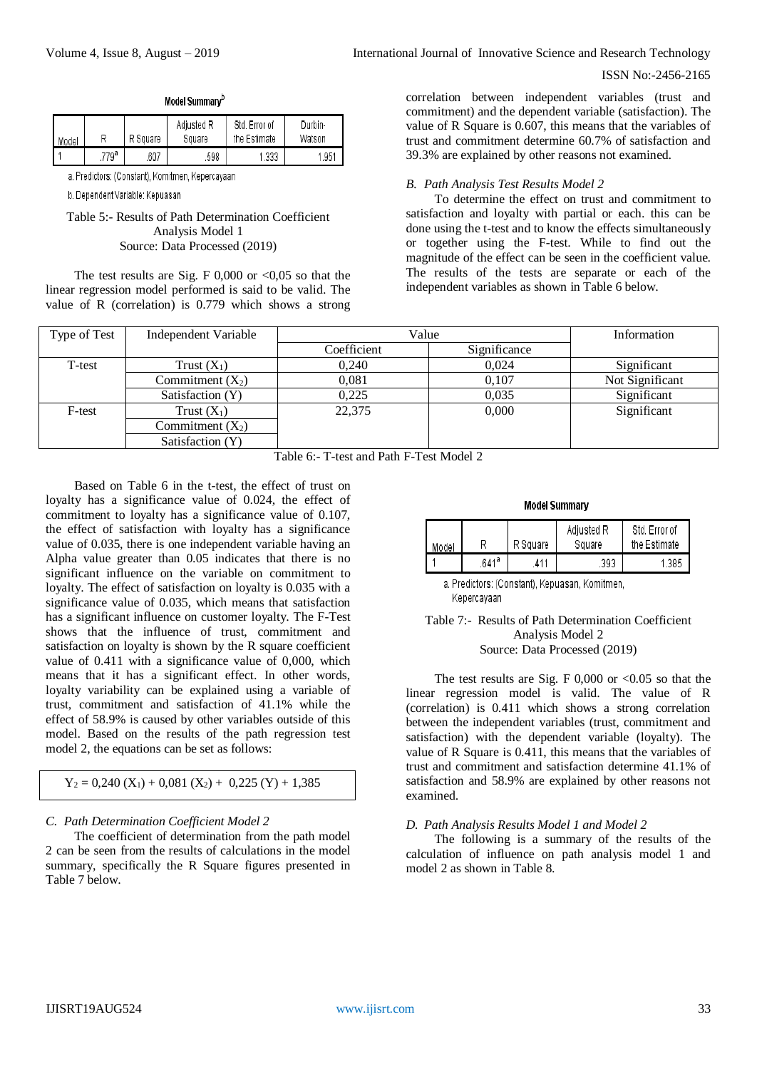**Model Summary[b]**

| Model | R | R Square | Adjusted R Square | Std. Error of the Estimate | Durbin-Watson |
|---|---|---|---|---|---|
| 1 | .779[a] | .607 | .598 | 1.333 | 1.951 |

a. Predictors: (Constant), Komitmen, Kepercayaan

b. Dependent Variable: Kepuasan

Table 5:- Results of Path Determination Coefficient Analysis Model 1
Source: Data Processed (2019)

The test results are Sig. F 0,000 or <0,05 so that the linear regression model performed is said to be valid. The value of R (correlation) is 0.779 which shows a strong correlation between independent variables (trust and commitment) and the dependent variable (satisfaction). The value of R Square is 0.607, this means that the variables of trust and commitment determine 60.7% of satisfaction and 39.3% are explained by other reasons not examined.

### *B. Path Analysis Test Results Model 2*

To determine the effect on trust and commitment to satisfaction and loyalty with partial or each. this can be done using the t-test and to know the effects simultaneously or together using the F-test. While to find out the magnitude of the effect can be seen in the coefficient value. The results of the tests are separate or each of the independent variables as shown in Table 6 below.

| Type of Test | Independent Variable | Value | | Information |
|---|---|---|---|---|
| | | Coefficient | Significance | |
| T-test | Trust ($X_1$) | 0,240 | 0,024 | Significant |
| | Commitment ($X_2$) | 0,081 | 0,107 | Not Significant |
| | Satisfaction (Y) | 0,225 | 0,035 | Significant |
| F-test | Trust ($X_1$) | 22,375 | 0,000 | Significant |
| | Commitment ($X_2$) | | | |
| | Satisfaction (Y) | | | |

Table 6:- T-test and Path F-Test Model 2

Based on Table 6 in the t-test, the effect of trust on loyalty has a significance value of 0.024, the effect of commitment to loyalty has a significance value of 0.107, the effect of satisfaction with loyalty has a significance value of 0.035, there is one independent variable having an Alpha value greater than 0.05 indicates that there is no significant influence on the variable on commitment to loyalty. The effect of satisfaction on loyalty is 0.035 with a significance value of 0.035, which means that satisfaction has a significant influence on customer loyalty. The F-Test shows that the influence of trust, commitment and satisfaction on loyalty is shown by the R square coefficient value of 0.411 with a significance value of 0,000, which means that it has a significant effect. In other words, loyalty variability can be explained using a variable of trust, commitment and satisfaction of 41.1% while the effect of 58.9% is caused by other variables outside of this model. Based on the results of the path regression test model 2, the equations can be set as follows:

$$Y_2 = 0{,}240\ (X_1) + 0{,}081\ (X_2) + 0{,}225\ (Y) + 1{,}385$$

### *C. Path Determination Coefficient Model 2*

The coefficient of determination from the path model 2 can be seen from the results of calculations in the model summary, specifically the R Square figures presented in Table 7 below.

**Model Summary**

| Model | R | R Square | Adjusted R Square | Std. Error of the Estimate |
|---|---|---|---|---|
| 1 | .641[a] | .411 | .393 | 1.385 |

a. Predictors: (Constant), Kepuasan, Komitmen, Kepercayaan

Table 7:- Results of Path Determination Coefficient Analysis Model 2
Source: Data Processed (2019)

The test results are Sig. F 0,000 or <0.05 so that the linear regression model is valid. The value of R (correlation) is 0.411 which shows a strong correlation between the independent variables (trust, commitment and satisfaction) with the dependent variable (loyalty). The value of R Square is 0.411, this means that the variables of trust and commitment and satisfaction determine 41.1% of satisfaction and 58.9% are explained by other reasons not examined.

### *D. Path Analysis Results Model 1 and Model 2*

The following is a summary of the results of the calculation of influence on path analysis model 1 and model 2 as shown in Table 8.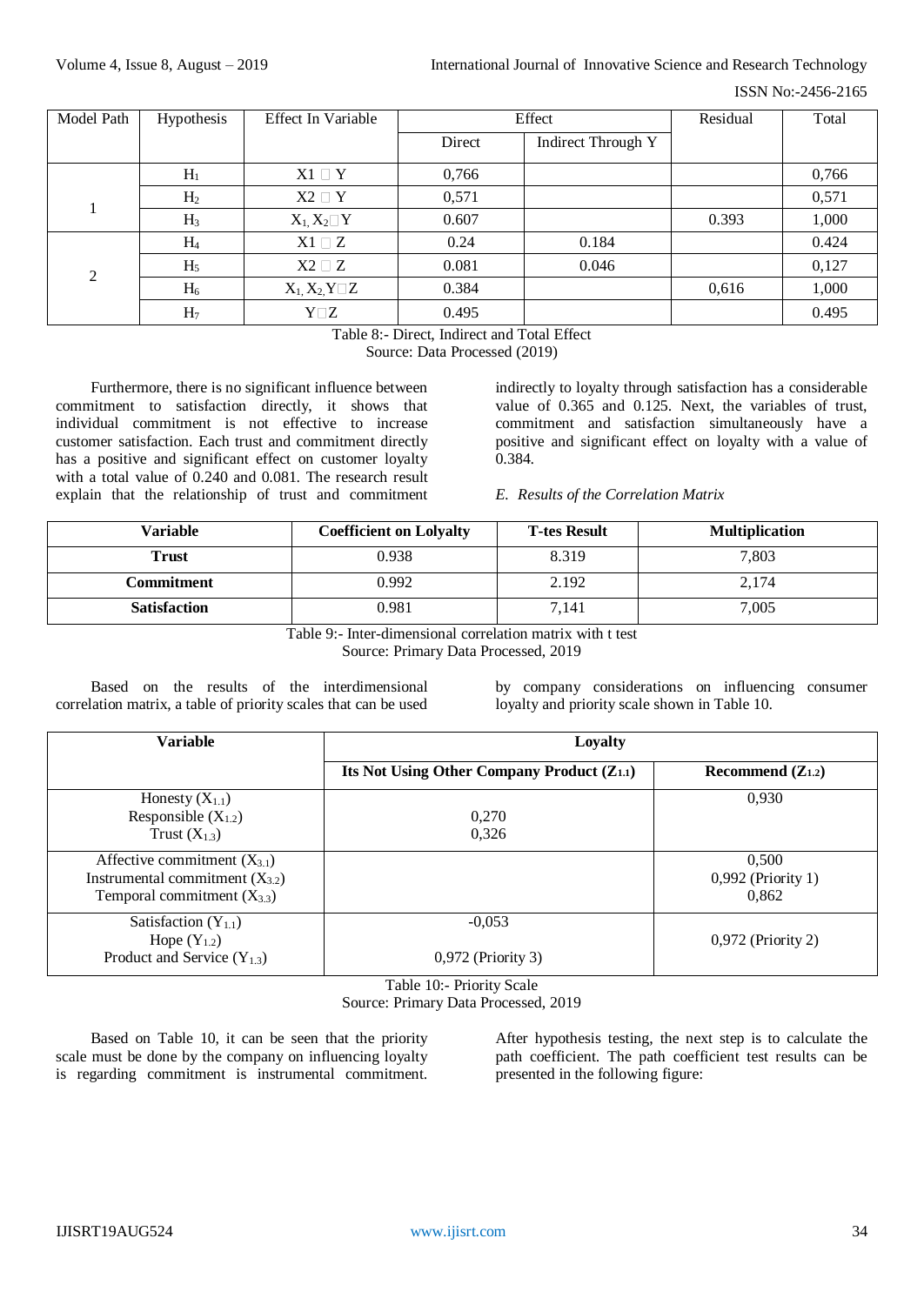| Model Path | Hypothesis | Effect In Variable | Effect | | Residual | Total |
|---|---|---|---|---|---|---|
| | | | Direct | Indirect Through Y | | |
| 1 | $H_1$ | X1 → Y | 0,766 | | | 0,766 |
| | $H_2$ | X2 → Y | 0,571 | | | 0,571 |
| | $H_3$ | $X_1, X_2$ → Y | 0.607 | | 0.393 | 1,000 |
| 2 | $H_4$ | X1 → Z | 0.24 | 0.184 | | 0.424 |
| | $H_5$ | X2 → Z | 0.081 | 0.046 | | 0,127 |
| | $H_6$ | $X_1, X_2$, Y → Z | 0.384 | | 0,616 | 1,000 |
| | $H_7$ | Y → Z | 0.495 | | | 0.495 |

Table 8:- Direct, Indirect and Total Effect
Source: Data Processed (2019)

Furthermore, there is no significant influence between commitment to satisfaction directly, it shows that individual commitment is not effective to increase customer satisfaction. Each trust and commitment directly has a positive and significant effect on customer loyalty with a total value of 0.240 and 0.081. The research result explain that the relationship of trust and commitment indirectly to loyalty through satisfaction has a considerable value of 0.365 and 0.125. Next, the variables of trust, commitment and satisfaction simultaneously have a positive and significant effect on loyalty with a value of 0.384.

*E. Results of the Correlation Matrix*

| Variable | Coefficient on Lolyalty | T-tes Result | Multiplication |
|---|---|---|---|
| **Trust** | 0.938 | 8.319 | 7,803 |
| **Commitment** | 0.992 | 2.192 | 2,174 |
| **Satisfaction** | 0.981 | 7,141 | 7,005 |

Table 9:- Inter-dimensional correlation matrix with t test
Source: Primary Data Processed, 2019

Based on the results of the interdimensional correlation matrix, a table of priority scales that can be used by company considerations on influencing consumer loyalty and priority scale shown in Table 10.

| Variable | Loyalty | |
|---|---|---|
| | **Its Not Using Other Company Product ($Z_{1.1}$)** | **Recommend ($Z_{1.2}$)** |
| Honesty ($X_{1.1}$)<br>Responsible ($X_{1.2}$)<br>Trust ($X_{1.3}$) | 0,270<br>0,326 | 0,930 |
| Affective commitment ($X_{3.1}$)<br>Instrumental commitment ($X_{3.2}$)<br>Temporal commitment ($X_{3.3}$) | | 0,500<br>0,992 (Priority 1)<br>0,862 |
| Satisfaction ($Y_{1.1}$)<br>Hope ($Y_{1.2}$)<br>Product and Service ($Y_{1.3}$) | -0,053<br>0,972 (Priority 3) | 0,972 (Priority 2) |

Table 10:- Priority Scale
Source: Primary Data Processed, 2019

Based on Table 10, it can be seen that the priority scale must be done by the company on influencing loyalty is regarding commitment is instrumental commitment. After hypothesis testing, the next step is to calculate the path coefficient. The path coefficient test results can be presented in the following figure: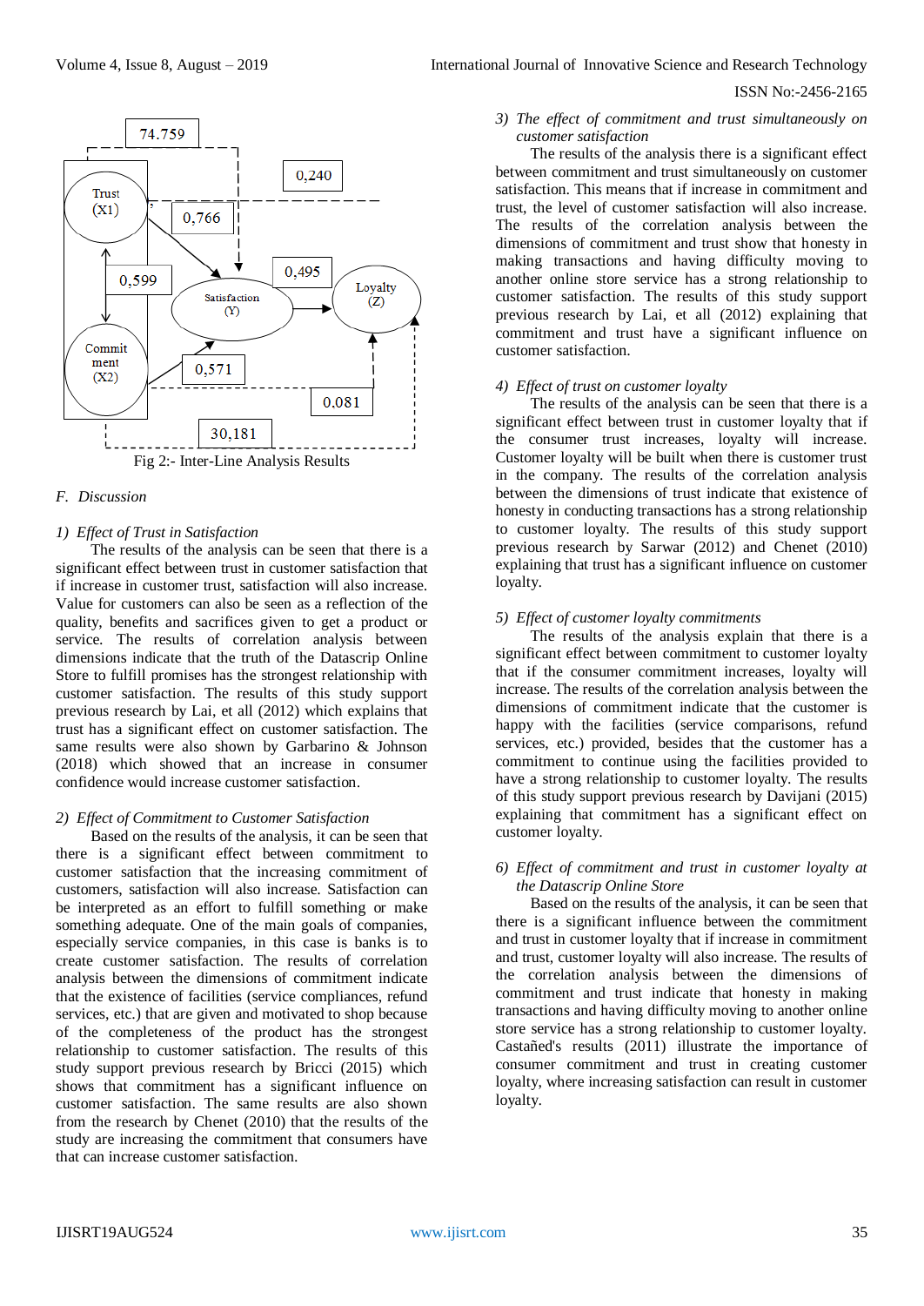Fig 2:- Inter-Line Analysis Results

### F. Discussion

#### 1) Effect of Trust in Satisfaction

The results of the analysis can be seen that there is a significant effect between trust in customer satisfaction that if increase in customer trust, satisfaction will also increase. Value for customers can also be seen as a reflection of the quality, benefits and sacrifices given to get a product or service. The results of correlation analysis between dimensions indicate that the truth of the Datascrip Online Store to fulfill promises has the strongest relationship with customer satisfaction. The results of this study support previous research by Lai, et all (2012) which explains that trust has a significant effect on customer satisfaction. The same results were also shown by Garbarino & Johnson (2018) which showed that an increase in consumer confidence would increase customer satisfaction.

#### 2) Effect of Commitment to Customer Satisfaction

Based on the results of the analysis, it can be seen that there is a significant effect between commitment to customer satisfaction that the increasing commitment of customers, satisfaction will also increase. Satisfaction can be interpreted as an effort to fulfill something or make something adequate. One of the main goals of companies, especially service companies, in this case is banks is to create customer satisfaction. The results of correlation analysis between the dimensions of commitment indicate that the existence of facilities (service compliances, refund services, etc.) that are given and motivated to shop because of the completeness of the product has the strongest relationship to customer satisfaction. The results of this study support previous research by Bricci (2015) which shows that commitment has a significant influence on customer satisfaction. The same results are also shown from the research by Chenet (2010) that the results of the study are increasing the commitment that consumers have that can increase customer satisfaction.

#### 3) The effect of commitment and trust simultaneously on customer satisfaction

The results of the analysis there is a significant effect between commitment and trust simultaneously on customer satisfaction. This means that if increase in commitment and trust, the level of customer satisfaction will also increase. The results of the correlation analysis between the dimensions of commitment and trust show that honesty in making transactions and having difficulty moving to another online store service has a strong relationship to customer satisfaction. The results of this study support previous research by Lai, et all (2012) explaining that commitment and trust have a significant influence on customer satisfaction.

#### 4) Effect of trust on customer loyalty

The results of the analysis can be seen that there is a significant effect between trust in customer loyalty that if the consumer trust increases, loyalty will increase. Customer loyalty will be built when there is customer trust in the company. The results of the correlation analysis between the dimensions of trust indicate that existence of honesty in conducting transactions has a strong relationship to customer loyalty. The results of this study support previous research by Sarwar (2012) and Chenet (2010) explaining that trust has a significant influence on customer loyalty.

#### 5) Effect of customer loyalty commitments

The results of the analysis explain that there is a significant effect between commitment to customer loyalty that if the consumer commitment increases, loyalty will increase. The results of the correlation analysis between the dimensions of commitment indicate that the customer is happy with the facilities (service comparisons, refund services, etc.) provided, besides that the customer has a commitment to continue using the facilities provided to have a strong relationship to customer loyalty. The results of this study support previous research by Davijani (2015) explaining that commitment has a significant effect on customer loyalty.

#### 6) Effect of commitment and trust in customer loyalty at the Datascrip Online Store

Based on the results of the analysis, it can be seen that there is a significant influence between the commitment and trust in customer loyalty that if increase in commitment and trust, customer loyalty will also increase. The results of the correlation analysis between the dimensions of commitment and trust indicate that honesty in making transactions and having difficulty moving to another online store service has a strong relationship to customer loyalty. Castañed's results (2011) illustrate the importance of consumer commitment and trust in creating customer loyalty, where increasing satisfaction can result in customer loyalty.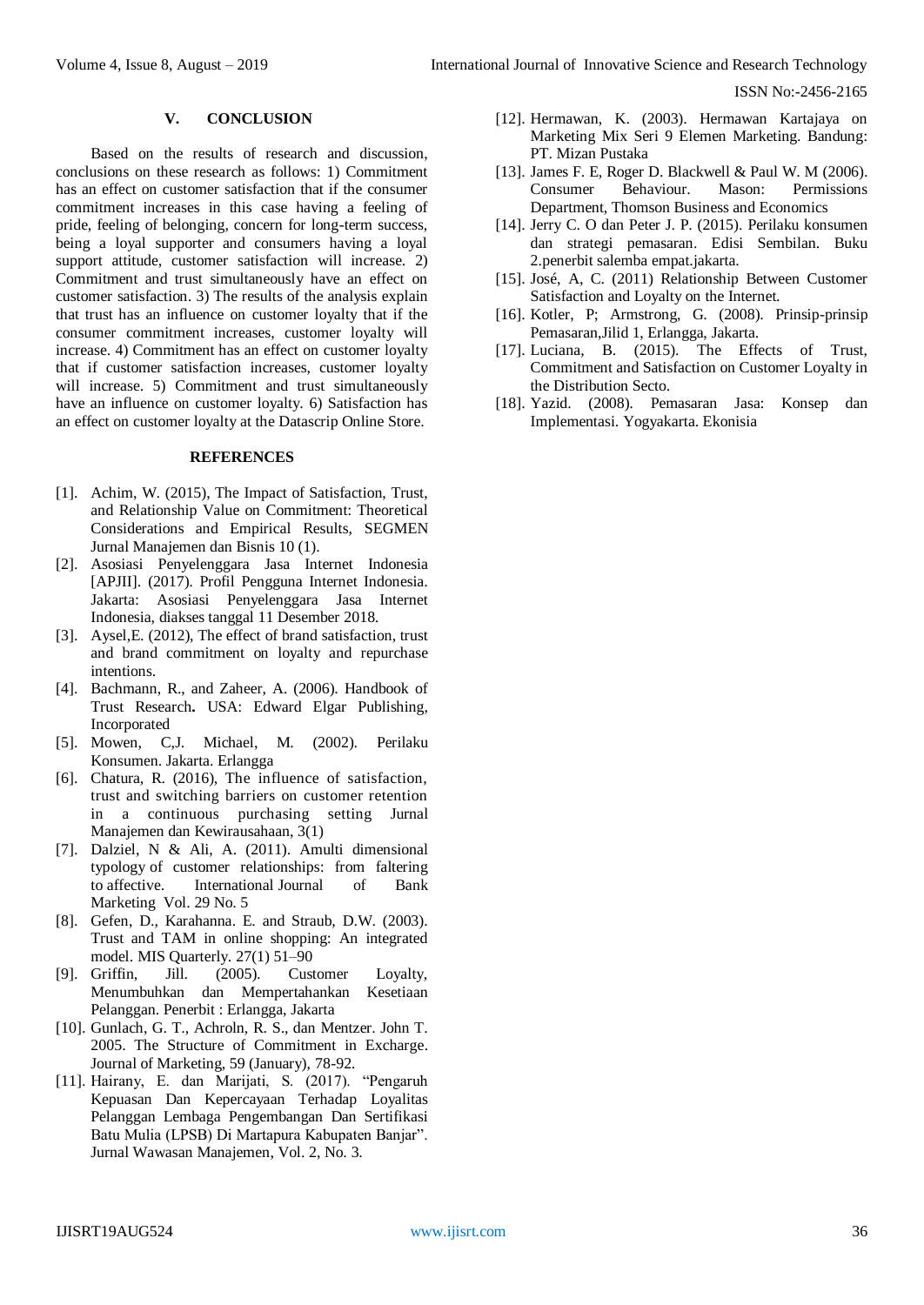## V. CONCLUSION

Based on the results of research and discussion, conclusions on these research as follows: 1) Commitment has an effect on customer satisfaction that if the consumer commitment increases in this case having a feeling of pride, feeling of belonging, concern for long-term success, being a loyal supporter and consumers having a loyal support attitude, customer satisfaction will increase. 2) Commitment and trust simultaneously have an effect on customer satisfaction. 3) The results of the analysis explain that trust has an influence on customer loyalty that if the consumer commitment increases, customer loyalty will increase. 4) Commitment has an effect on customer loyalty that if customer satisfaction increases, customer loyalty will increase. 5) Commitment and trust simultaneously have an influence on customer loyalty. 6) Satisfaction has an effect on customer loyalty at the Datascrip Online Store.

## REFERENCES

- [1]. Achim, W. (2015), The Impact of Satisfaction, Trust, and Relationship Value on Commitment: Theoretical Considerations and Empirical Results, SEGMEN Jurnal Manajemen dan Bisnis 10 (1).
- [2]. Asosiasi Penyelenggara Jasa Internet Indonesia [APJII]. (2017). Profil Pengguna Internet Indonesia. Jakarta: Asosiasi Penyelenggara Jasa Internet Indonesia, diakses tanggal 11 Desember 2018.
- [3]. Aysel,E. (2012), The effect of brand satisfaction, trust and brand commitment on loyalty and repurchase intentions.
- [4]. Bachmann, R., and Zaheer, A. (2006). Handbook of Trust Research**.** USA: Edward Elgar Publishing, Incorporated
- [5]. Mowen, C,J. Michael, M. (2002). Perilaku Konsumen. Jakarta. Erlangga
- [6]. Chatura, R. (2016), The influence of satisfaction, trust and switching barriers on customer retention in a continuous purchasing setting Jurnal Manajemen dan Kewirausahaan, 3(1)
- [7]. Dalziel, N & Ali, A. (2011). Amulti dimensional typology of customer relationships: from faltering to affective. International Journal of Bank Marketing Vol. 29 No. 5
- [8]. Gefen, D., Karahanna. E. and Straub, D.W. (2003). Trust and TAM in online shopping: An integrated model. MIS Quarterly. 27(1) 51–90
- [9]. Griffin, Jill. (2005). Customer Loyalty, Menumbuhkan dan Mempertahankan Kesetiaan Pelanggan. Penerbit : Erlangga, Jakarta
- [10]. Gunlach, G. T., Achroln, R. S., dan Mentzer. John T. 2005. The Structure of Commitment in Exchange. Journal of Marketing, 59 (January), 78-92.
- [11]. Hairany, E. dan Marijati, S. (2017). "Pengaruh Kepuasan Dan Kepercayaan Terhadap Loyalitas Pelanggan Lembaga Pengembangan Dan Sertifikasi Batu Mulia (LPSB) Di Martapura Kabupaten Banjar". Jurnal Wawasan Manajemen, Vol. 2, No. 3.
- [12]. Hermawan, K. (2003). Hermawan Kartajaya on Marketing Mix Seri 9 Elemen Marketing. Bandung: PT. Mizan Pustaka
- [13]. James F. E, Roger D. Blackwell & Paul W. M (2006). Consumer Behaviour. Mason: Permissions Department, Thomson Business and Economics
- [14]. Jerry C. O dan Peter J. P. (2015). Perilaku konsumen dan strategi pemasaran. Edisi Sembilan. Buku 2.penerbit salemba empat.jakarta.
- [15]. José, A, C. (2011) Relationship Between Customer Satisfaction and Loyalty on the Internet.
- [16]. Kotler, P; Armstrong, G. (2008). Prinsip-prinsip Pemasaran,Jilid 1, Erlangga, Jakarta.
- [17]. Luciana, B. (2015). The Effects of Trust, Commitment and Satisfaction on Customer Loyalty in the Distribution Secto.
- [18]. Yazid. (2008). Pemasaran Jasa: Konsep dan Implementasi. Yogyakarta. Ekonisia